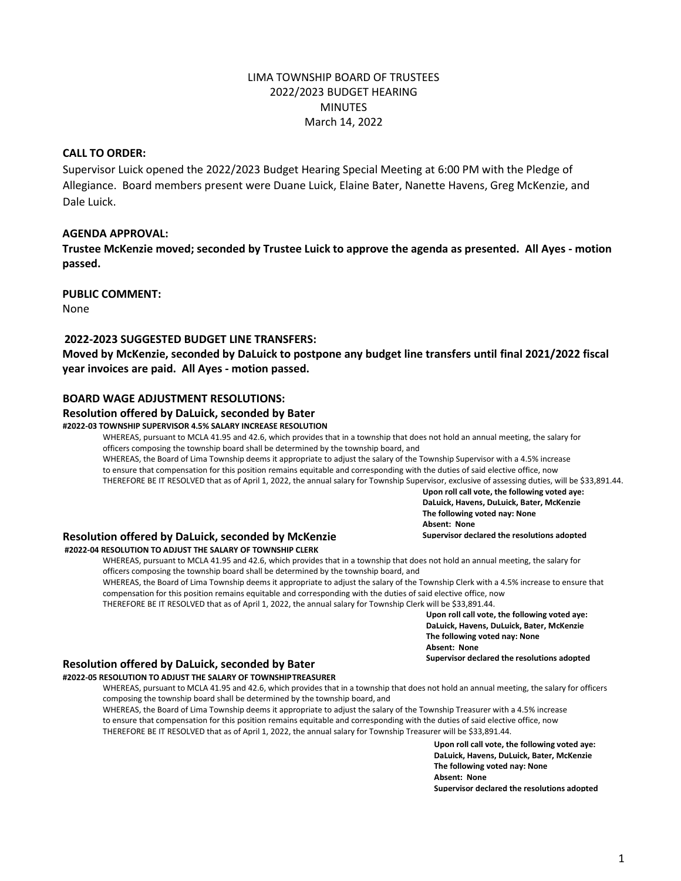LIMA TOWNSHIP BOARD OF TRUSTEES
2022/2023 BUDGET HEARING
MINUTES
March 14, 2022

**CALL TO ORDER:**

Supervisor Luick opened the 2022/2023 Budget Hearing Special Meeting at 6:00 PM with the Pledge of Allegiance. Board members present were Duane Luick, Elaine Bater, Nanette Havens, Greg McKenzie, and Dale Luick.

**AGENDA APPROVAL:**

**Trustee McKenzie moved; seconded by Trustee Luick to approve the agenda as presented. All Ayes - motion passed.**

**PUBLIC COMMENT:**

None

**2022-2023 SUGGESTED BUDGET LINE TRANSFERS:**

**Moved by McKenzie, seconded by DaLuick to postpone any budget line transfers until final 2021/2022 fiscal year invoices are paid. All Ayes - motion passed.**

**BOARD WAGE ADJUSTMENT RESOLUTIONS:**

**Resolution offered by DaLuick, seconded by Bater**

**#2022-03 TOWNSHIP SUPERVISOR 4.5% SALARY INCREASE RESOLUTION**

WHEREAS, pursuant to MCLA 41.95 and 42.6, which provides that in a township that does not hold an annual meeting, the salary for officers composing the township board shall be determined by the township board, and

WHEREAS, the Board of Lima Township deems it appropriate to adjust the salary of the Township Supervisor with a 4.5% increase to ensure that compensation for this position remains equitable and corresponding with the duties of said elective office, now

THEREFORE BE IT RESOLVED that as of April 1, 2022, the annual salary for Township Supervisor, exclusive of assessing duties, will be $33,891.44.

**Upon roll call vote, the following voted aye:**
**DaLuick, Havens, DuLuick, Bater, McKenzie**
**The following voted nay: None**
**Absent: None**
**Supervisor declared the resolutions adopted**

**Resolution offered by DaLuick, seconded by McKenzie**

**#2022-04 RESOLUTION TO ADJUST THE SALARY OF TOWNSHIP CLERK**

WHEREAS, pursuant to MCLA 41.95 and 42.6, which provides that in a township that does not hold an annual meeting, the salary for officers composing the township board shall be determined by the township board, and

WHEREAS, the Board of Lima Township deems it appropriate to adjust the salary of the Township Clerk with a 4.5% increase to ensure that compensation for this position remains equitable and corresponding with the duties of said elective office, now

THEREFORE BE IT RESOLVED that as of April 1, 2022, the annual salary for Township Clerk will be $33,891.44.

**Upon roll call vote, the following voted aye:**
**DaLuick, Havens, DuLuick, Bater, McKenzie**
**The following voted nay: None**
**Absent: None**
**Supervisor declared the resolutions adopted**

**Resolution offered by DaLuick, seconded by Bater**

**#2022-05 RESOLUTION TO ADJUST THE SALARY OF TOWNSHIPTREASURER**

WHEREAS, pursuant to MCLA 41.95 and 42.6, which provides that in a township that does not hold an annual meeting, the salary for officers composing the township board shall be determined by the township board, and

WHEREAS, the Board of Lima Township deems it appropriate to adjust the salary of the Township Treasurer with a 4.5% increase to ensure that compensation for this position remains equitable and corresponding with the duties of said elective office, now

THEREFORE BE IT RESOLVED that as of April 1, 2022, the annual salary for Township Treasurer will be $33,891.44.

**Upon roll call vote, the following voted aye:**
**DaLuick, Havens, DuLuick, Bater, McKenzie**
**The following voted nay: None**
**Absent: None**
**Supervisor declared the resolutions adopted**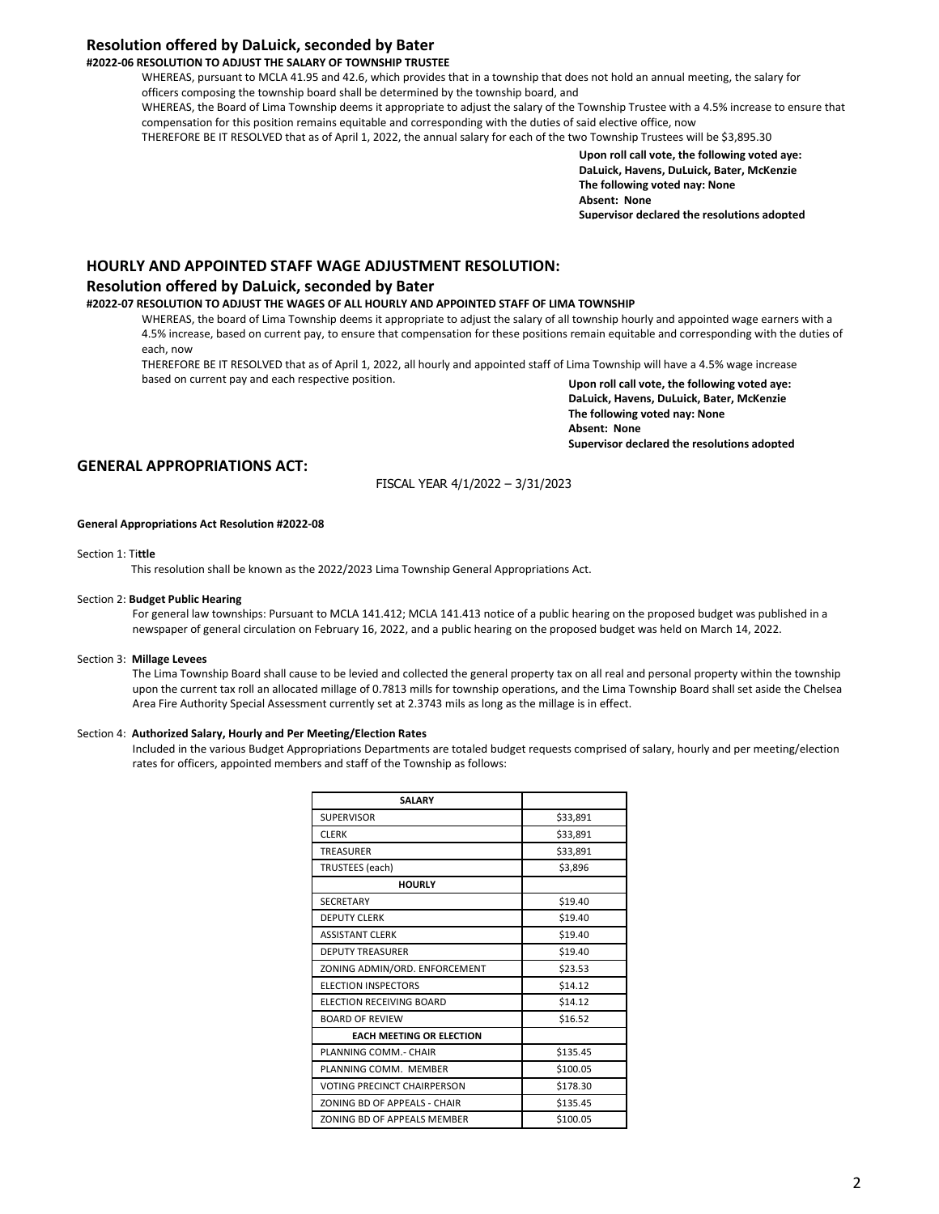## Resolution offered by DaLuick, seconded by Bater

**#2022-06 RESOLUTION TO ADJUST THE SALARY OF TOWNSHIP TRUSTEE**

WHEREAS, pursuant to MCLA 41.95 and 42.6, which provides that in a township that does not hold an annual meeting, the salary for officers composing the township board shall be determined by the township board, and

WHEREAS, the Board of Lima Township deems it appropriate to adjust the salary of the Township Trustee with a 4.5% increase to ensure that compensation for this position remains equitable and corresponding with the duties of said elective office, now

THEREFORE BE IT RESOLVED that as of April 1, 2022, the annual salary for each of the two Township Trustees will be $3,895.30

**Upon roll call vote, the following voted aye:**
**DaLuick, Havens, DuLuick, Bater, McKenzie**
**The following voted nay: None**
**Absent: None**
**Supervisor declared the resolutions adopted**

## HOURLY AND APPOINTED STAFF WAGE ADJUSTMENT RESOLUTION:

## Resolution offered by DaLuick, seconded by Bater

**#2022-07 RESOLUTION TO ADJUST THE WAGES OF ALL HOURLY AND APPOINTED STAFF OF LIMA TOWNSHIP**

WHEREAS, the board of Lima Township deems it appropriate to adjust the salary of all township hourly and appointed wage earners with a 4.5% increase, based on current pay, to ensure that compensation for these positions remain equitable and corresponding with the duties of each, now

THEREFORE BE IT RESOLVED that as of April 1, 2022, all hourly and appointed staff of Lima Township will have a 4.5% wage increase based on current pay and each respective position.

**Upon roll call vote, the following voted aye:**
**DaLuick, Havens, DuLuick, Bater, McKenzie**
**The following voted nay: None**
**Absent: None**
**Supervisor declared the resolutions adopted**

## GENERAL APPROPRIATIONS ACT:

FISCAL YEAR 4/1/2022 – 3/31/2023

**General Appropriations Act Resolution #2022-08**

Section 1: Ti**ttle**

This resolution shall be known as the 2022/2023 Lima Township General Appropriations Act.

Section 2: **Budget Public Hearing**

For general law townships: Pursuant to MCLA 141.412; MCLA 141.413 notice of a public hearing on the proposed budget was published in a newspaper of general circulation on February 16, 2022, and a public hearing on the proposed budget was held on March 14, 2022.

Section 3: **Millage Levees**

The Lima Township Board shall cause to be levied and collected the general property tax on all real and personal property within the township upon the current tax roll an allocated millage of 0.7813 mills for township operations, and the Lima Township Board shall set aside the Chelsea Area Fire Authority Special Assessment currently set at 2.3743 mils as long as the millage is in effect.

Section 4: **Authorized Salary, Hourly and Per Meeting/Election Rates**

Included in the various Budget Appropriations Departments are totaled budget requests comprised of salary, hourly and per meeting/election rates for officers, appointed members and staff of the Township as follows:

| **SALARY** | |
|---|---|
| SUPERVISOR | $33,891 |
| CLERK | $33,891 |
| TREASURER | $33,891 |
| TRUSTEES (each) | $3,896 |
| **HOURLY** | |
| SECRETARY | $19.40 |
| DEPUTY CLERK | $19.40 |
| ASSISTANT CLERK | $19.40 |
| DEPUTY TREASURER | $19.40 |
| ZONING ADMIN/ORD. ENFORCEMENT | $23.53 |
| ELECTION INSPECTORS | $14.12 |
| ELECTION RECEIVING BOARD | $14.12 |
| BOARD OF REVIEW | $16.52 |
| **EACH MEETING OR ELECTION** | |
| PLANNING COMM.- CHAIR | $135.45 |
| PLANNING COMM. MEMBER | $100.05 |
| VOTING PRECINCT CHAIRPERSON | $178.30 |
| ZONING BD OF APPEALS - CHAIR | $135.45 |
| ZONING BD OF APPEALS MEMBER | $100.05 |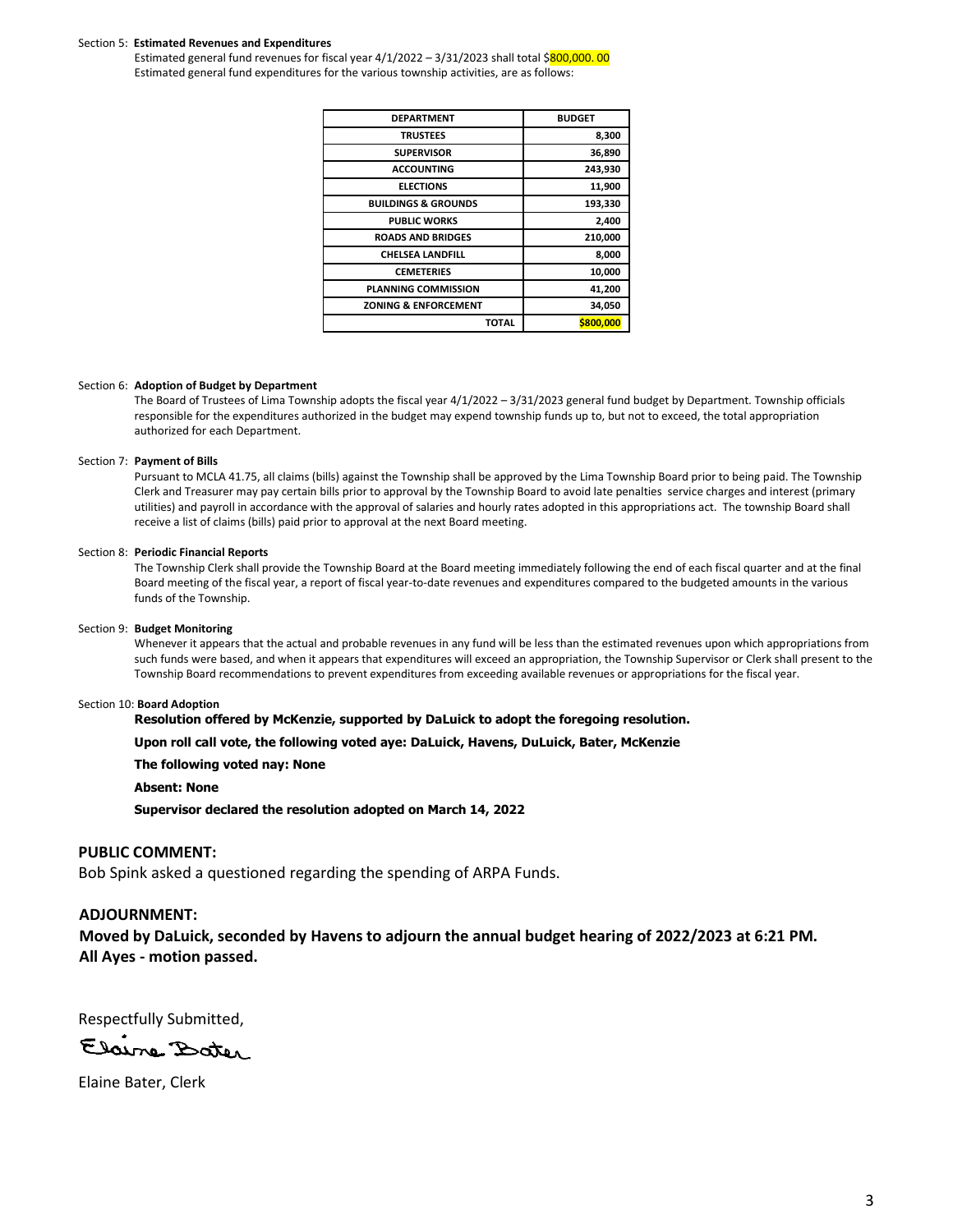Section 5: **Estimated Revenues and Expenditures**

Estimated general fund revenues for fiscal year 4/1/2022 – 3/31/2023 shall total $800,000. 00

Estimated general fund expenditures for the various township activities, are as follows:

| DEPARTMENT | BUDGET |
|---|---|
| TRUSTEES | 8,300 |
| SUPERVISOR | 36,890 |
| ACCOUNTING | 243,930 |
| ELECTIONS | 11,900 |
| BUILDINGS & GROUNDS | 193,330 |
| PUBLIC WORKS | 2,400 |
| ROADS AND BRIDGES | 210,000 |
| CHELSEA LANDFILL | 8,000 |
| CEMETERIES | 10,000 |
| PLANNING COMMISSION | 41,200 |
| ZONING & ENFORCEMENT | 34,050 |
| TOTAL | $800,000 |

Section 6: **Adoption of Budget by Department**

The Board of Trustees of Lima Township adopts the fiscal year 4/1/2022 – 3/31/2023 general fund budget by Department. Township officials responsible for the expenditures authorized in the budget may expend township funds up to, but not to exceed, the total appropriation authorized for each Department.

Section 7: **Payment of Bills**

Pursuant to MCLA 41.75, all claims (bills) against the Township shall be approved by the Lima Township Board prior to being paid. The Township Clerk and Treasurer may pay certain bills prior to approval by the Township Board to avoid late penalties service charges and interest (primary utilities) and payroll in accordance with the approval of salaries and hourly rates adopted in this appropriations act. The township Board shall receive a list of claims (bills) paid prior to approval at the next Board meeting.

Section 8: **Periodic Financial Reports**

The Township Clerk shall provide the Township Board at the Board meeting immediately following the end of each fiscal quarter and at the final Board meeting of the fiscal year, a report of fiscal year-to-date revenues and expenditures compared to the budgeted amounts in the various funds of the Township.

Section 9: **Budget Monitoring**

Whenever it appears that the actual and probable revenues in any fund will be less than the estimated revenues upon which appropriations from such funds were based, and when it appears that expenditures will exceed an appropriation, the Township Supervisor or Clerk shall present to the Township Board recommendations to prevent expenditures from exceeding available revenues or appropriations for the fiscal year.

Section 10: **Board Adoption**

**Resolution offered by McKenzie, supported by DaLuick to adopt the foregoing resolution.**

**Upon roll call vote, the following voted aye: DaLuick, Havens, DuLuick, Bater, McKenzie**

**The following voted nay: None**

**Absent: None**

**Supervisor declared the resolution adopted on March 14, 2022**

**PUBLIC COMMENT:**

Bob Spink asked a questioned regarding the spending of ARPA Funds.

**ADJOURNMENT:**

**Moved by DaLuick, seconded by Havens to adjourn the annual budget hearing of 2022/2023 at 6:21 PM.**
**All Ayes - motion passed.**

Respectfully Submitted,

Elaine Bater

Elaine Bater, Clerk